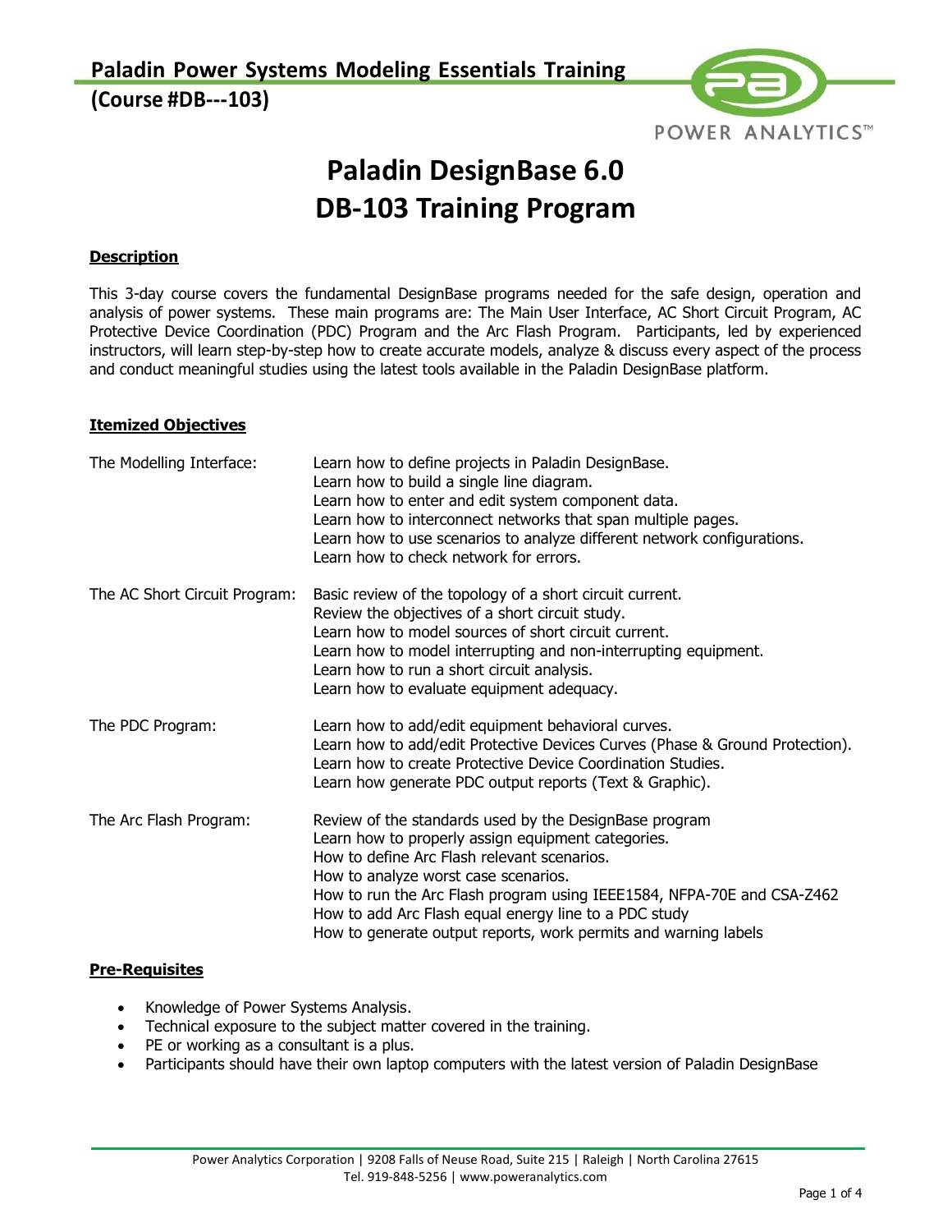# Paladin DesignBase 6.0
# DB-103 Training Program

## Description

This 3-day course covers the fundamental DesignBase programs needed for the safe design, operation and analysis of power systems. These main programs are: The Main User Interface, AC Short Circuit Program, AC Protective Device Coordination (PDC) Program and the Arc Flash Program. Participants, led by experienced instructors, will learn step-by-step how to create accurate models, analyze & discuss every aspect of the process and conduct meaningful studies using the latest tools available in the Paladin DesignBase platform.

## Itemized Objectives

| | |
|---|---|
| The Modelling Interface: | Learn how to define projects in Paladin DesignBase.<br>Learn how to build a single line diagram.<br>Learn how to enter and edit system component data.<br>Learn how to interconnect networks that span multiple pages.<br>Learn how to use scenarios to analyze different network configurations.<br>Learn how to check network for errors. |
| The AC Short Circuit Program: | Basic review of the topology of a short circuit current.<br>Review the objectives of a short circuit study.<br>Learn how to model sources of short circuit current.<br>Learn how to model interrupting and non-interrupting equipment.<br>Learn how to run a short circuit analysis.<br>Learn how to evaluate equipment adequacy. |
| The PDC Program: | Learn how to add/edit equipment behavioral curves.<br>Learn how to add/edit Protective Devices Curves (Phase & Ground Protection).<br>Learn how to create Protective Device Coordination Studies.<br>Learn how generate PDC output reports (Text & Graphic). |
| The Arc Flash Program: | Review of the standards used by the DesignBase program<br>Learn how to properly assign equipment categories.<br>How to define Arc Flash relevant scenarios.<br>How to analyze worst case scenarios.<br>How to run the Arc Flash program using IEEE1584, NFPA-70E and CSA-Z462<br>How to add Arc Flash equal energy line to a PDC study<br>How to generate output reports, work permits and warning labels |

## Pre-Requisites

- Knowledge of Power Systems Analysis.
- Technical exposure to the subject matter covered in the training.
- PE or working as a consultant is a plus.
- Participants should have their own laptop computers with the latest version of Paladin DesignBase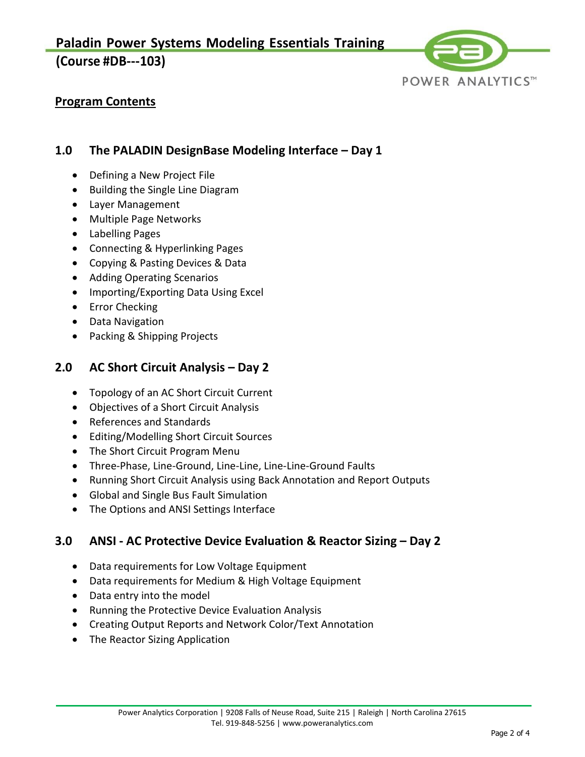## Program Contents

### 1.0 The PALADIN DesignBase Modeling Interface – Day 1

- Defining a New Project File
- Building the Single Line Diagram
- Layer Management
- Multiple Page Networks
- Labelling Pages
- Connecting & Hyperlinking Pages
- Copying & Pasting Devices & Data
- Adding Operating Scenarios
- Importing/Exporting Data Using Excel
- Error Checking
- Data Navigation
- Packing & Shipping Projects

### 2.0 AC Short Circuit Analysis – Day 2

- Topology of an AC Short Circuit Current
- Objectives of a Short Circuit Analysis
- References and Standards
- Editing/Modelling Short Circuit Sources
- The Short Circuit Program Menu
- Three-Phase, Line-Ground, Line-Line, Line-Line-Ground Faults
- Running Short Circuit Analysis using Back Annotation and Report Outputs
- Global and Single Bus Fault Simulation
- The Options and ANSI Settings Interface

### 3.0 ANSI - AC Protective Device Evaluation & Reactor Sizing – Day 2

- Data requirements for Low Voltage Equipment
- Data requirements for Medium & High Voltage Equipment
- Data entry into the model
- Running the Protective Device Evaluation Analysis
- Creating Output Reports and Network Color/Text Annotation
- The Reactor Sizing Application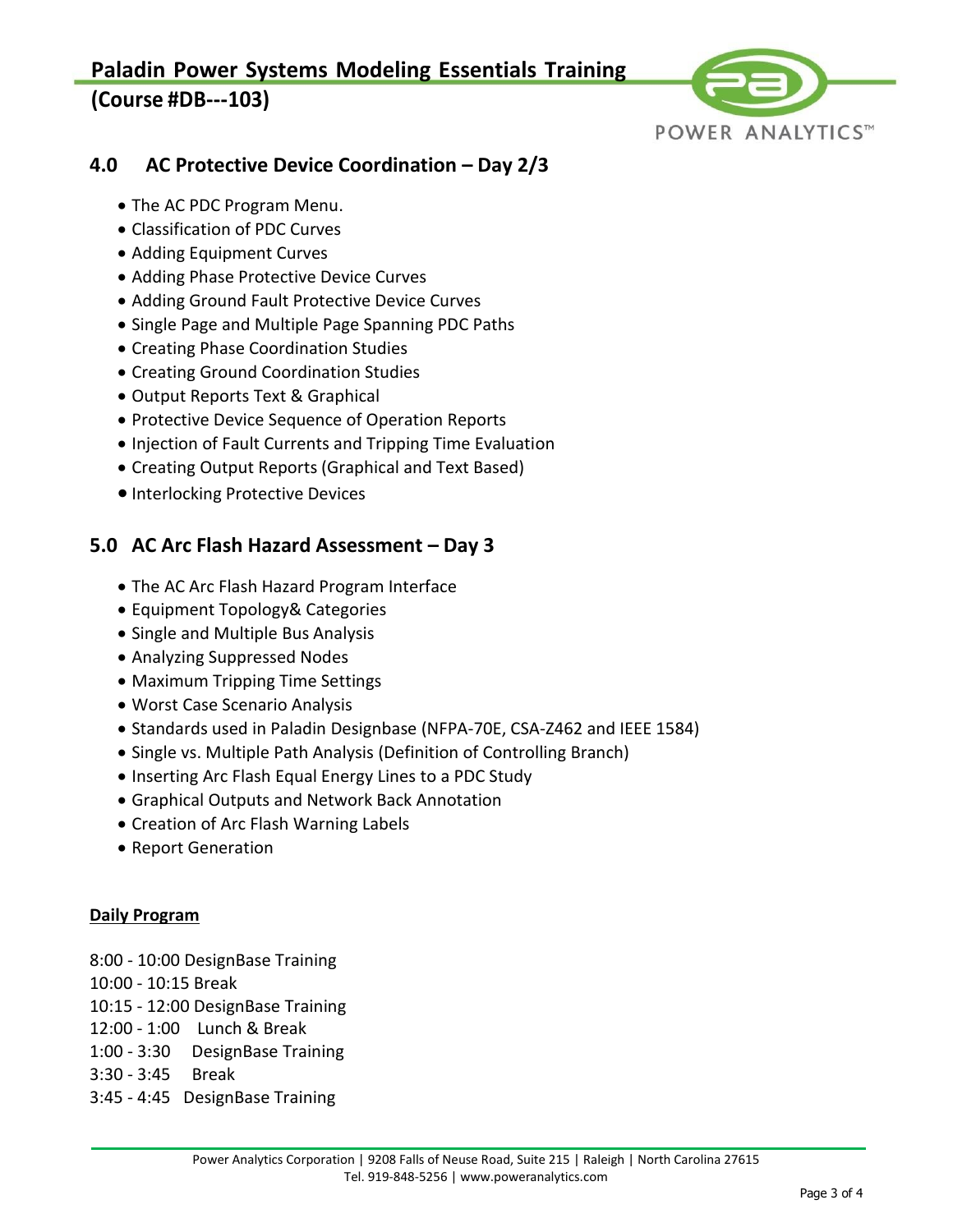## 4.0 AC Protective Device Coordination – Day 2/3

- The AC PDC Program Menu.
- Classification of PDC Curves
- Adding Equipment Curves
- Adding Phase Protective Device Curves
- Adding Ground Fault Protective Device Curves
- Single Page and Multiple Page Spanning PDC Paths
- Creating Phase Coordination Studies
- Creating Ground Coordination Studies
- Output Reports Text & Graphical
- Protective Device Sequence of Operation Reports
- Injection of Fault Currents and Tripping Time Evaluation
- Creating Output Reports (Graphical and Text Based)
- Interlocking Protective Devices

## 5.0 AC Arc Flash Hazard Assessment – Day 3

- The AC Arc Flash Hazard Program Interface
- Equipment Topology& Categories
- Single and Multiple Bus Analysis
- Analyzing Suppressed Nodes
- Maximum Tripping Time Settings
- Worst Case Scenario Analysis
- Standards used in Paladin Designbase (NFPA-70E, CSA-Z462 and IEEE 1584)
- Single vs. Multiple Path Analysis (Definition of Controlling Branch)
- Inserting Arc Flash Equal Energy Lines to a PDC Study
- Graphical Outputs and Network Back Annotation
- Creation of Arc Flash Warning Labels
- Report Generation

**Daily Program**

8:00 - 10:00 DesignBase Training
10:00 - 10:15 Break
10:15 - 12:00 DesignBase Training
12:00 - 1:00 Lunch & Break
1:00 - 3:30 DesignBase Training
3:30 - 3:45 Break
3:45 - 4:45 DesignBase Training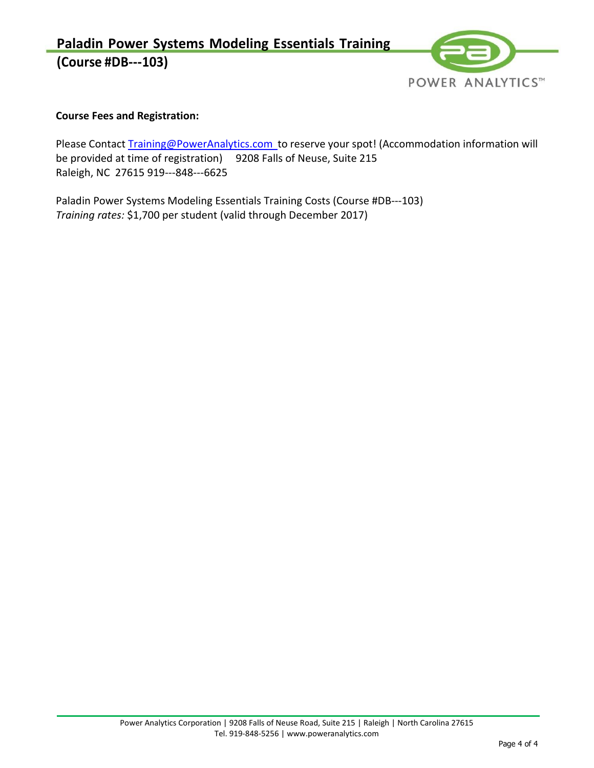**Course Fees and Registration:**

Please Contact Training@PowerAnalytics.com to reserve your spot! (Accommodation information will be provided at time of registration) 9208 Falls of Neuse, Suite 215
Raleigh, NC 27615 919---848---6625

Paladin Power Systems Modeling Essentials Training Costs (Course #DB---103)
*Training rates:* $1,700 per student (valid through December 2017)